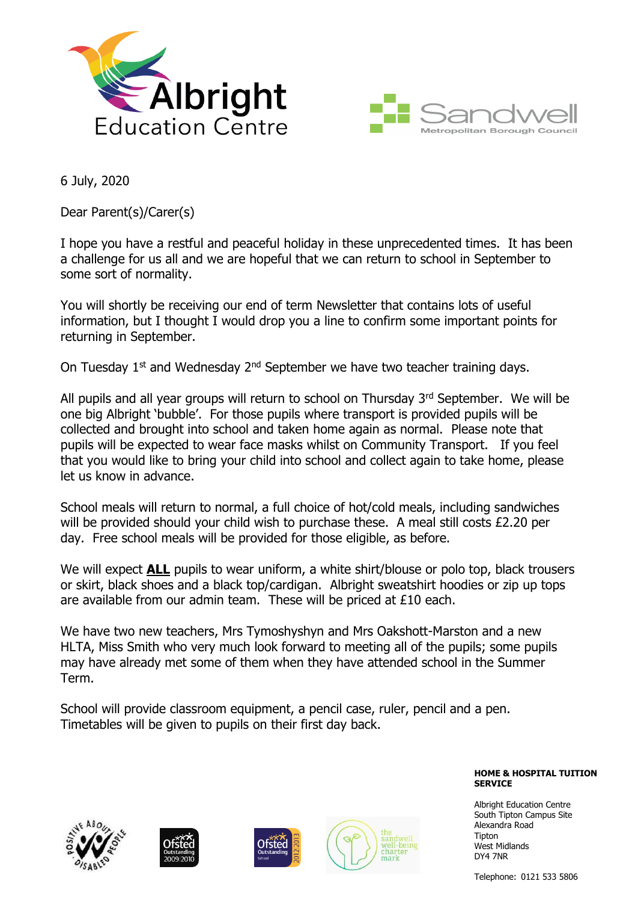Albright Education Centre

Sandwell Metropolitan Borough Council

6 July, 2020

Dear Parent(s)/Carer(s)

I hope you have a restful and peaceful holiday in these unprecedented times. It has been a challenge for us all and we are hopeful that we can return to school in September to some sort of normality.

You will shortly be receiving our end of term Newsletter that contains lots of useful information, but I thought I would drop you a line to confirm some important points for returning in September.

On Tuesday 1st and Wednesday 2nd September we have two teacher training days.

All pupils and all year groups will return to school on Thursday 3rd September. We will be one big Albright 'bubble'. For those pupils where transport is provided pupils will be collected and brought into school and taken home again as normal. Please note that pupils will be expected to wear face masks whilst on Community Transport. If you feel that you would like to bring your child into school and collect again to take home, please let us know in advance.

School meals will return to normal, a full choice of hot/cold meals, including sandwiches will be provided should your child wish to purchase these. A meal still costs £2.20 per day. Free school meals will be provided for those eligible, as before.

We will expect **ALL** pupils to wear uniform, a white shirt/blouse or polo top, black trousers or skirt, black shoes and a black top/cardigan. Albright sweatshirt hoodies or zip up tops are available from our admin team. These will be priced at £10 each.

We have two new teachers, Mrs Tymoshyshyn and Mrs Oakshott-Marston and a new HLTA, Miss Smith who very much look forward to meeting all of the pupils; some pupils may have already met some of them when they have attended school in the Summer Term.

School will provide classroom equipment, a pencil case, ruler, pencil and a pen. Timetables will be given to pupils on their first day back.

**HOME & HOSPITAL TUITION SERVICE**

Albright Education Centre
South Tipton Campus Site
Alexandra Road
Tipton
West Midlands
DY4 7NR

Telephone: 0121 533 5806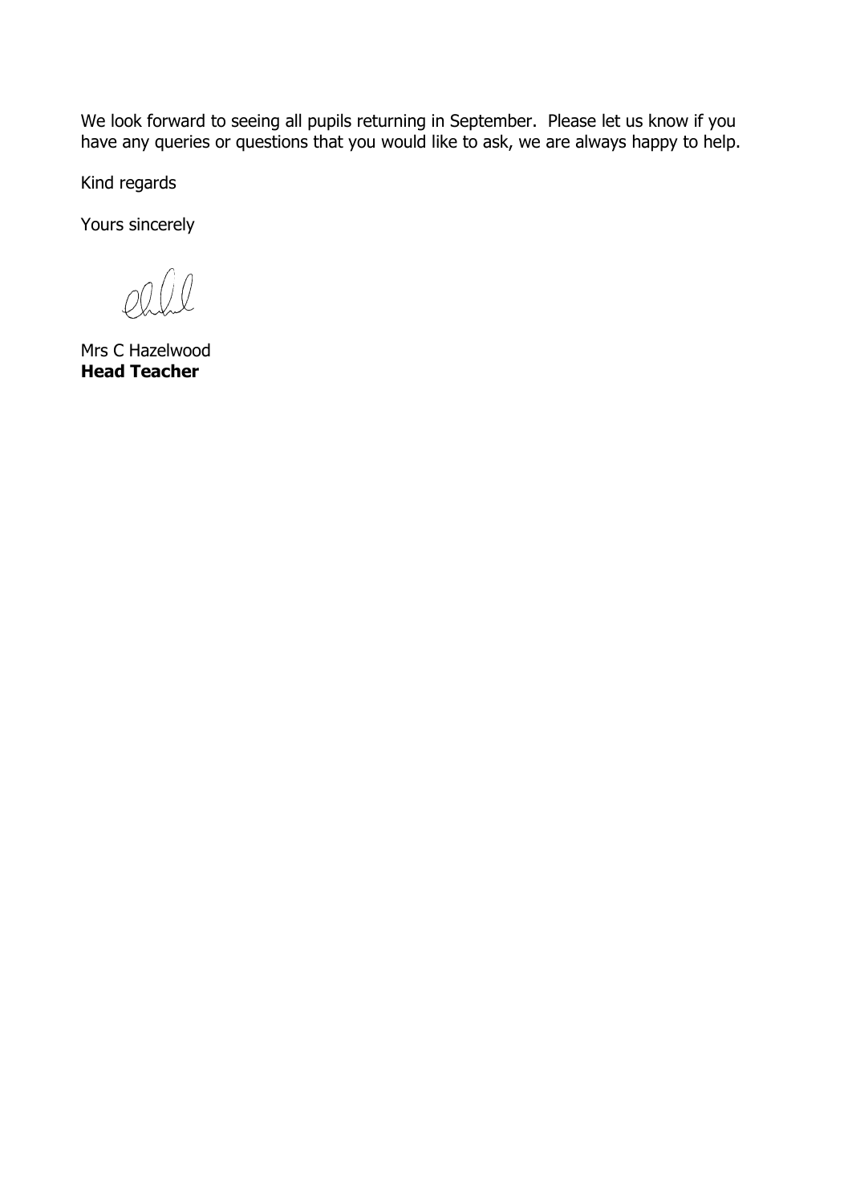We look forward to seeing all pupils returning in September.  Please let us know if you have any queries or questions that you would like to ask, we are always happy to help.

Kind regards

Yours sincerely

Mrs C Hazelwood
**Head Teacher**